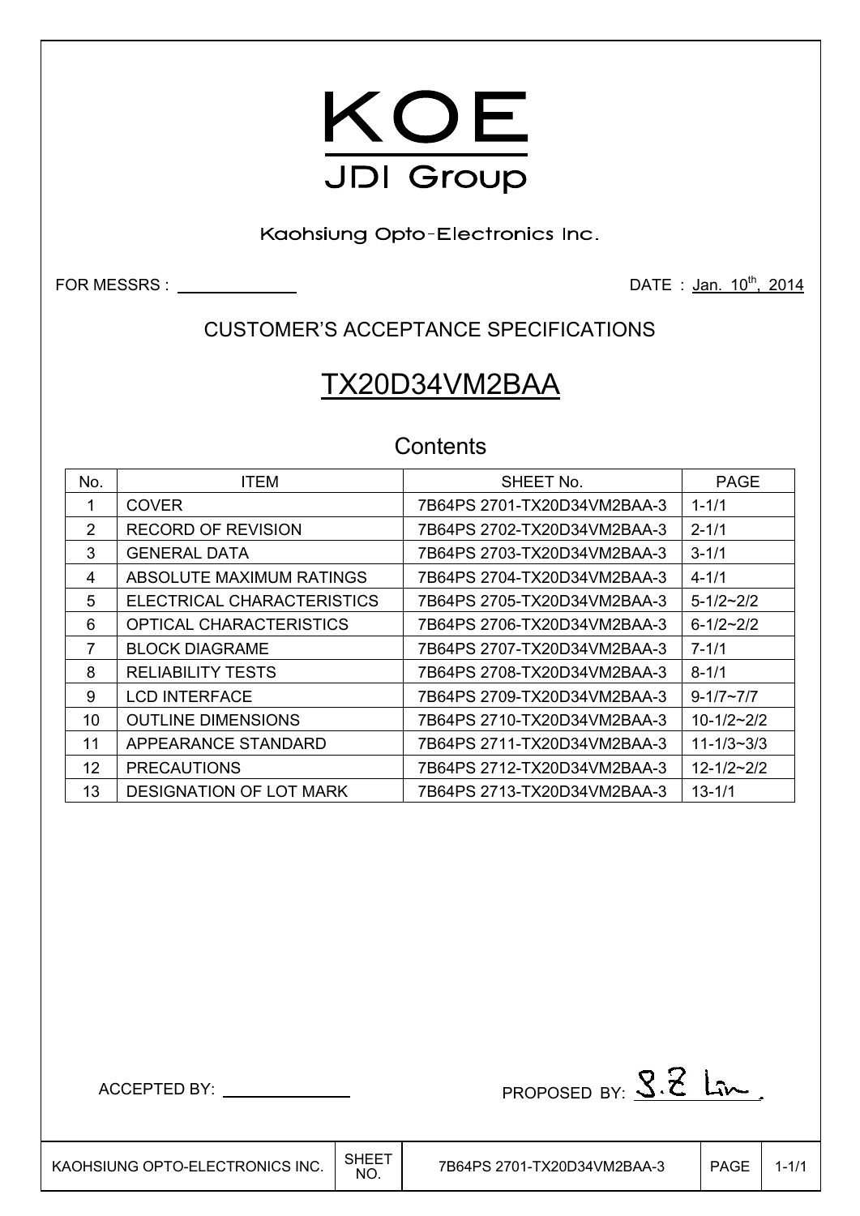# KOE

## JDI Group

Kaohsiung Opto-Electronics Inc.

FOR MESSRS : \_\_\_\_\_\_\_\_\_\_\_\_\_ DATE : Jan. 10th, 2014

## CUSTOMER'S ACCEPTANCE SPECIFICATIONS

# TX20D34VM2BAA

## Contents

| No. | ITEM | SHEET No. | PAGE |
|---|---|---|---|
| 1 | COVER | 7B64PS 2701-TX20D34VM2BAA-3 | 1-1/1 |
| 2 | RECORD OF REVISION | 7B64PS 2702-TX20D34VM2BAA-3 | 2-1/1 |
| 3 | GENERAL DATA | 7B64PS 2703-TX20D34VM2BAA-3 | 3-1/1 |
| 4 | ABSOLUTE MAXIMUM RATINGS | 7B64PS 2704-TX20D34VM2BAA-3 | 4-1/1 |
| 5 | ELECTRICAL CHARACTERISTICS | 7B64PS 2705-TX20D34VM2BAA-3 | 5-1/2~2/2 |
| 6 | OPTICAL CHARACTERISTICS | 7B64PS 2706-TX20D34VM2BAA-3 | 6-1/2~2/2 |
| 7 | BLOCK DIAGRAME | 7B64PS 2707-TX20D34VM2BAA-3 | 7-1/1 |
| 8 | RELIABILITY TESTS | 7B64PS 2708-TX20D34VM2BAA-3 | 8-1/1 |
| 9 | LCD INTERFACE | 7B64PS 2709-TX20D34VM2BAA-3 | 9-1/7~7/7 |
| 10 | OUTLINE DIMENSIONS | 7B64PS 2710-TX20D34VM2BAA-3 | 10-1/2~2/2 |
| 11 | APPEARANCE STANDARD | 7B64PS 2711-TX20D34VM2BAA-3 | 11-1/3~3/3 |
| 12 | PRECAUTIONS | 7B64PS 2712-TX20D34VM2BAA-3 | 12-1/2~2/2 |
| 13 | DESIGNATION OF LOT MARK | 7B64PS 2713-TX20D34VM2BAA-3 | 13-1/1 |

ACCEPTED BY: \_\_\_\_\_\_\_\_\_\_\_\_\_ PROPOSED BY: S.Z Lin.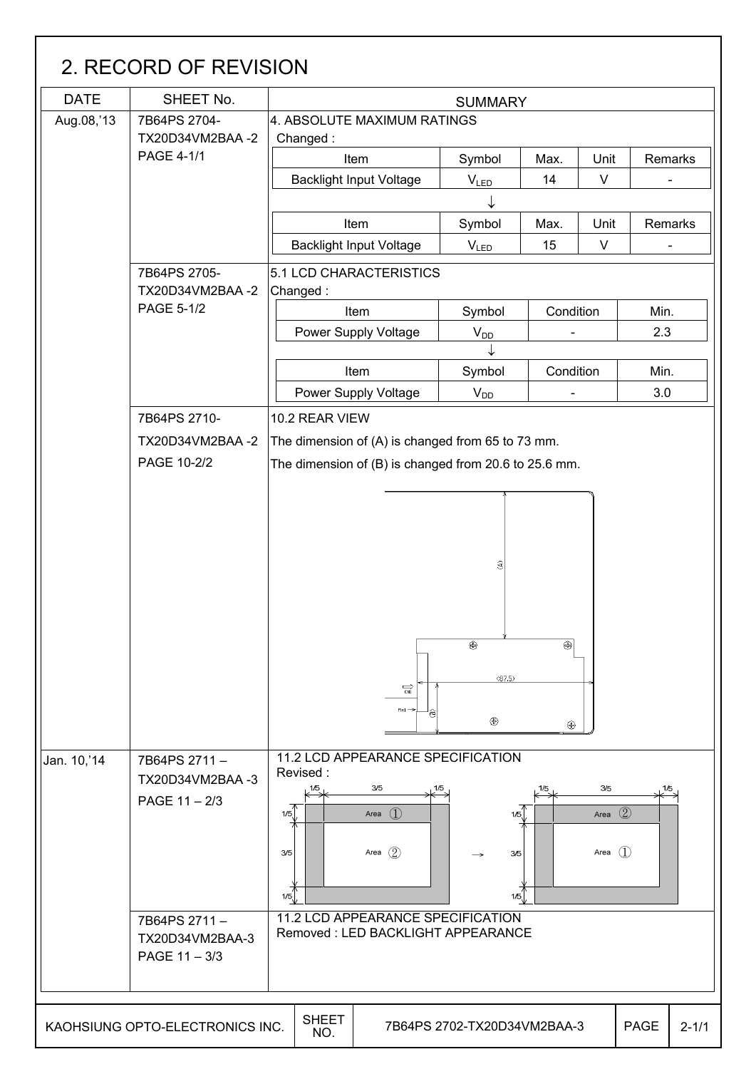# 2. RECORD OF REVISION

| DATE | SHEET No. | SUMMARY |
|---|---|---|
| Aug.08,'13 | 7B64PS 2704-TX20D34VM2BAA -2 PAGE 4-1/1 | 4. ABSOLUTE MAXIMUM RATINGS<br>Changed :<br>Item: Backlight Input Voltage, Symbol: $V_{LED}$, Max.: 14, Unit: V, Remarks: -<br>↓<br>Item: Backlight Input Voltage, Symbol: $V_{LED}$, Max.: 15, Unit: V, Remarks: - |
| | 7B64PS 2705-TX20D34VM2BAA -2 PAGE 5-1/2 | 5.1 LCD CHARACTERISTICS<br>Changed :<br>Item: Power Supply Voltage, Symbol: $V_{DD}$, Condition: -, Min.: 2.3<br>↓<br>Item: Power Supply Voltage, Symbol: $V_{DD}$, Condition: -, Min.: 3.0 |
| | 7B64PS 2710-TX20D34VM2BAA -2 PAGE 10-2/2 | 10.2 REAR VIEW<br>The dimension of (A) is changed from 65 to 73 mm.<br>The dimension of (B) is changed from 20.6 to 25.6 mm. |
| Jan. 10,'14 | 7B64PS 2711 – TX20D34VM2BAA -3 PAGE 11 – 2/3 | 11.2 LCD APPEARANCE SPECIFICATION<br>Revised :<br>Area ① (outer 1/5 border), Area ② (center 3/5) → Area ② (outer 1/5 border), Area ① (center 3/5) |
| | 7B64PS 2711 – TX20D34VM2BAA-3 PAGE 11 – 3/3 | 11.2 LCD APPEARANCE SPECIFICATION<br>Removed : LED BACKLIGHT APPEARANCE |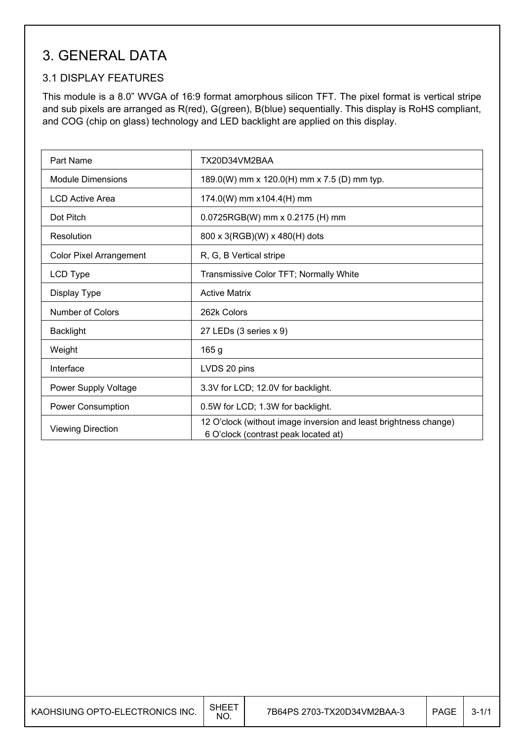# 3. GENERAL DATA

## 3.1 DISPLAY FEATURES

This module is a 8.0" WVGA of 16:9 format amorphous silicon TFT. The pixel format is vertical stripe and sub pixels are arranged as R(red), G(green), B(blue) sequentially. This display is RoHS compliant, and COG (chip on glass) technology and LED backlight are applied on this display.

| | |
|---|---|
| Part Name | TX20D34VM2BAA |
| Module Dimensions | 189.0(W) mm x 120.0(H) mm x 7.5 (D) mm typ. |
| LCD Active Area | 174.0(W) mm x104.4(H) mm |
| Dot Pitch | 0.0725RGB(W) mm x 0.2175 (H) mm |
| Resolution | 800 x 3(RGB)(W) x 480(H) dots |
| Color Pixel Arrangement | R, G, B Vertical stripe |
| LCD Type | Transmissive Color TFT; Normally White |
| Display Type | Active Matrix |
| Number of Colors | 262k Colors |
| Backlight | 27 LEDs (3 series x 9) |
| Weight | 165 g |
| Interface | LVDS 20 pins |
| Power Supply Voltage | 3.3V for LCD; 12.0V for backlight. |
| Power Consumption | 0.5W for LCD; 1.3W for backlight. |
| Viewing Direction | 12 O'clock (without image inversion and least brightness change)<br>6 O'clock (contrast peak located at) |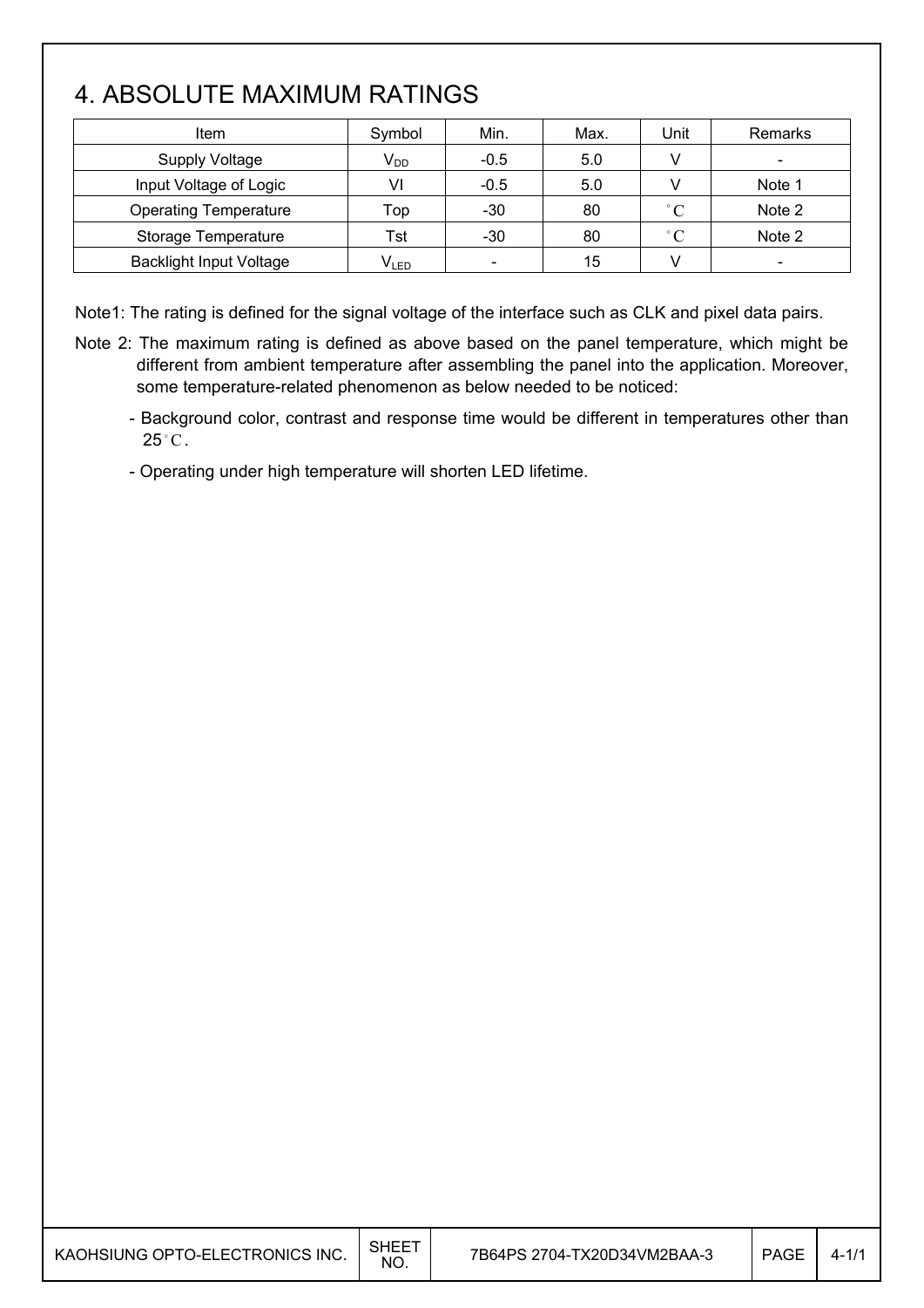# 4. ABSOLUTE MAXIMUM RATINGS

| Item | Symbol | Min. | Max. | Unit | Remarks |
| --- | --- | --- | --- | --- | --- |
| Supply Voltage | $V_{DD}$ | -0.5 | 5.0 | V | - |
| Input Voltage of Logic | VI | -0.5 | 5.0 | V | Note 1 |
| Operating Temperature | Top | -30 | 80 | °C | Note 2 |
| Storage Temperature | Tst | -30 | 80 | °C | Note 2 |
| Backlight Input Voltage | $V_{LED}$ | - | 15 | V | - |

Note1: The rating is defined for the signal voltage of the interface such as CLK and pixel data pairs.

Note 2: The maximum rating is defined as above based on the panel temperature, which might be different from ambient temperature after assembling the panel into the application. Moreover, some temperature-related phenomenon as below needed to be noticed:

- Background color, contrast and response time would be different in temperatures other than 25°C.
- Operating under high temperature will shorten LED lifetime.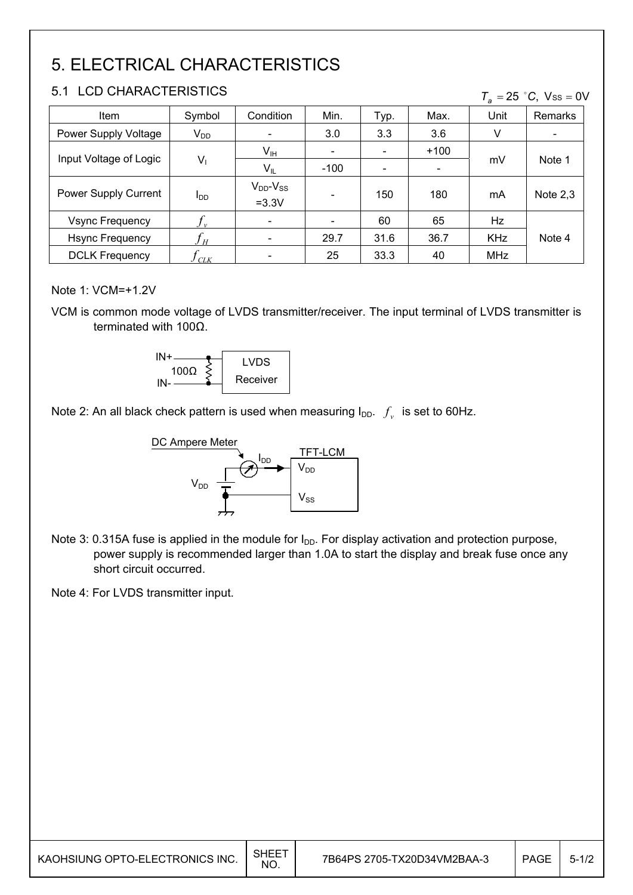# 5. ELECTRICAL CHARACTERISTICS

## 5.1 LCD CHARACTERISTICS

$T_a = 25\ ^\circ C,\ V_{SS} = 0V$

| Item | Symbol | Condition | Min. | Typ. | Max. | Unit | Remarks |
|---|---|---|---|---|---|---|---|
| Power Supply Voltage | $V_{DD}$ | - | 3.0 | 3.3 | 3.6 | V | - |
| Input Voltage of Logic | $V_I$ | $V_{IH}$ | - | - | +100 | mV | Note 1 |
| | | $V_{IL}$ | -100 | - | - | | |
| Power Supply Current | $I_{DD}$ | $V_{DD}$-$V_{SS}$ =3.3V | - | 150 | 180 | mA | Note 2,3 |
| Vsync Frequency | $f_v$ | - | - | 60 | 65 | Hz | Note 4 |
| Hsync Frequency | $f_H$ | - | 29.7 | 31.6 | 36.7 | KHz | |
| DCLK Frequency | $f_{CLK}$ | - | 25 | 33.3 | 40 | MHz | |

Note 1: VCM=+1.2V

VCM is common mode voltage of LVDS transmitter/receiver. The input terminal of LVDS transmitter is terminated with 100Ω.

Note 2: An all black check pattern is used when measuring $I_{DD}$. $f_v$ is set to 60Hz.

Note 3: 0.315A fuse is applied in the module for $I_{DD}$. For display activation and protection purpose, power supply is recommended larger than 1.0A to start the display and break fuse once any short circuit occurred.

Note 4: For LVDS transmitter input.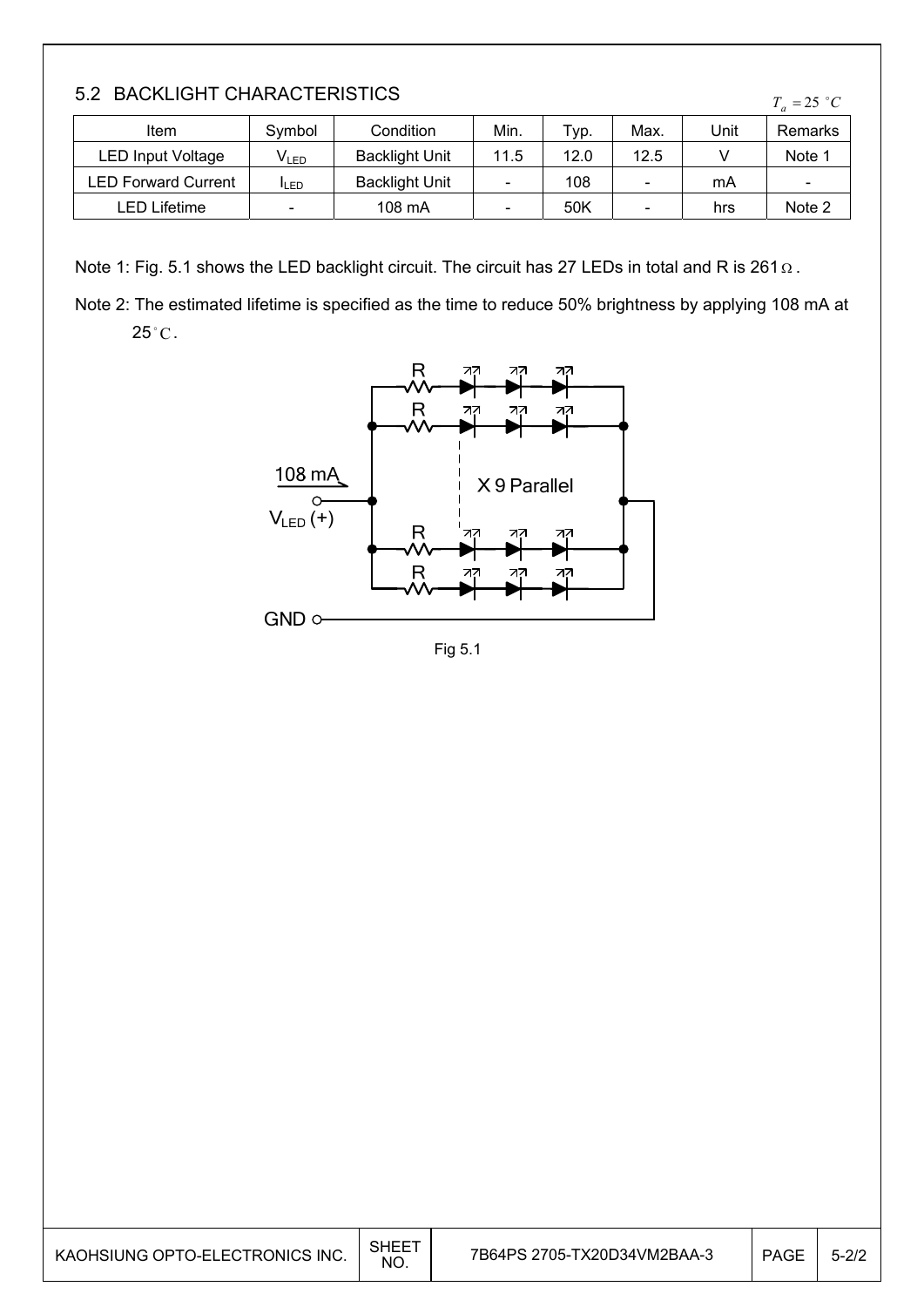## 5.2 BACKLIGHT CHARACTERISTICS

$T_a = 25\ ^\circ C$

| Item | Symbol | Condition | Min. | Typ. | Max. | Unit | Remarks |
|---|---|---|---|---|---|---|---|
| LED Input Voltage | $V_{LED}$ | Backlight Unit | 11.5 | 12.0 | 12.5 | V | Note 1 |
| LED Forward Current | $I_{LED}$ | Backlight Unit | - | 108 | - | mA | - |
| LED Lifetime | - | 108 mA | - | 50K | - | hrs | Note 2 |

Note 1: Fig. 5.1 shows the LED backlight circuit. The circuit has 27 LEDs in total and R is 261$\Omega$.

Note 2: The estimated lifetime is specified as the time to reduce 50% brightness by applying 108 mA at 25$^\circ$C.

108 mA

$V_{LED}$ (+)

X 9 Parallel

GND

Fig 5.1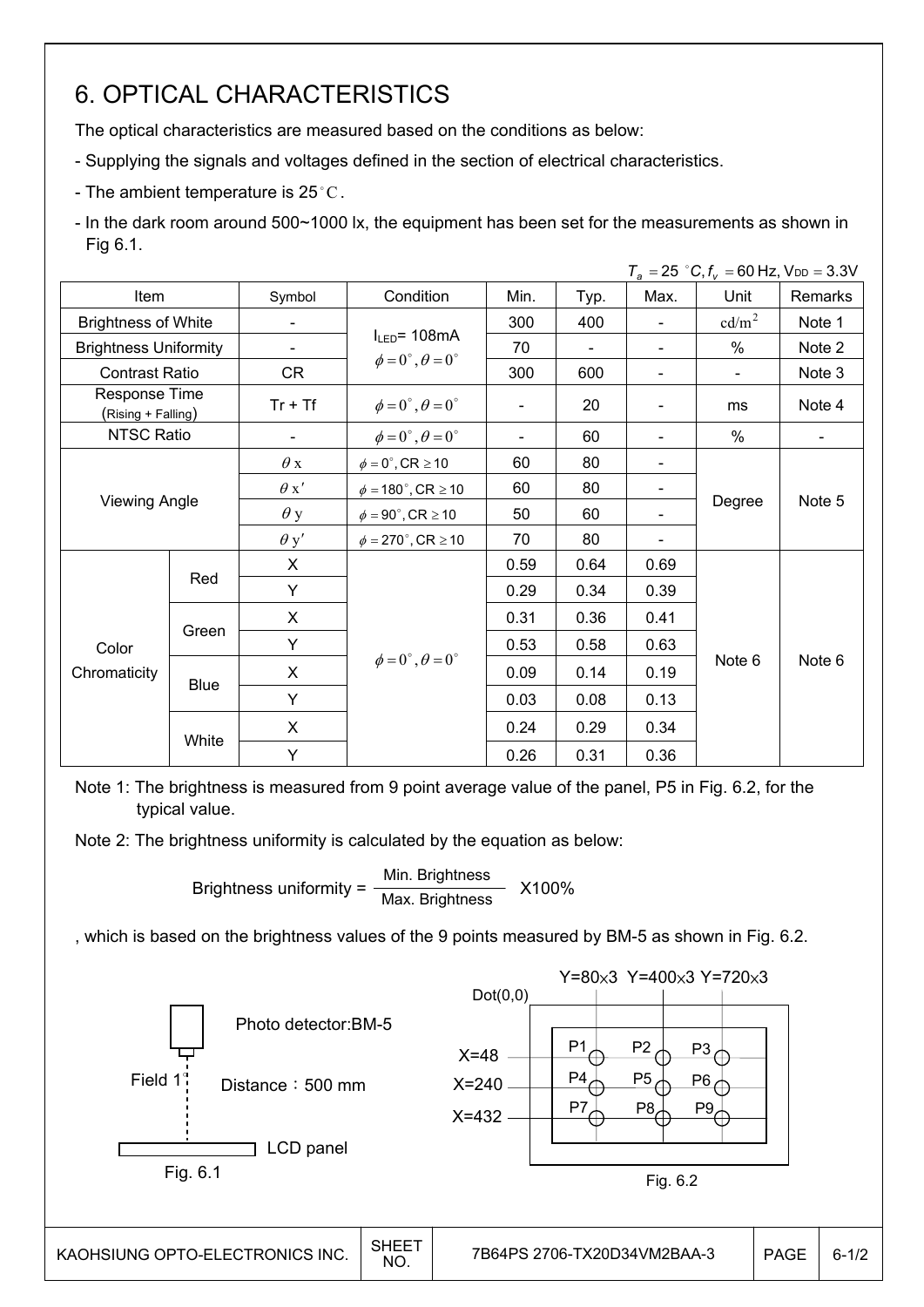# 6. OPTICAL CHARACTERISTICS

The optical characteristics are measured based on the conditions as below:

- Supplying the signals and voltages defined in the section of electrical characteristics.
- The ambient temperature is 25°C.
- In the dark room around 500~1000 lx, the equipment has been set for the measurements as shown in Fig 6.1.

$T_a = 25\ ^\circ C, f_v = 60$ Hz, $V_{DD} = 3.3$V

| Item | | Symbol | Condition | Min. | Typ. | Max. | Unit | Remarks |
|---|---|---|---|---|---|---|---|---|
| Brightness of White | | - | $I_{LED}$= 108mA $\phi = 0^\circ, \theta = 0^\circ$ | 300 | 400 | - | $cd/m^2$ | Note 1 |
| Brightness Uniformity | | - | | 70 | - | - | % | Note 2 |
| Contrast Ratio | | CR | | 300 | 600 | - | - | Note 3 |
| Response Time (Rising + Falling) | | Tr + Tf | $\phi = 0^\circ, \theta = 0^\circ$ | - | 20 | - | ms | Note 4 |
| NTSC Ratio | | - | $\phi = 0^\circ, \theta = 0^\circ$ | - | 60 | - | % | - |
| Viewing Angle | | $\theta$ x | $\phi = 0^\circ$, CR $\geq 10$ | 60 | 80 | - | Degree | Note 5 |
| | | $\theta$ x' | $\phi = 180^\circ$, CR $\geq 10$ | 60 | 80 | - | | |
| | | $\theta$ y | $\phi = 90^\circ$, CR $\geq 10$ | 50 | 60 | - | | |
| | | $\theta$ y' | $\phi = 270^\circ$, CR $\geq 10$ | 70 | 80 | - | | |
| Color Chromaticity | Red | X | $\phi = 0^\circ, \theta = 0^\circ$ | 0.59 | 0.64 | 0.69 | Note 6 | Note 6 |
| | | Y | | 0.29 | 0.34 | 0.39 | | |
| | Green | X | | 0.31 | 0.36 | 0.41 | | |
| | | Y | | 0.53 | 0.58 | 0.63 | | |
| | Blue | X | | 0.09 | 0.14 | 0.19 | | |
| | | Y | | 0.03 | 0.08 | 0.13 | | |
| | White | X | | 0.24 | 0.29 | 0.34 | | |
| | | Y | | 0.26 | 0.31 | 0.36 | | |

Note 1: The brightness is measured from 9 point average value of the panel, P5 in Fig. 6.2, for the typical value.

Note 2: The brightness uniformity is calculated by the equation as below:

$$\text{Brightness uniformity} = \frac{\text{Min. Brightness}}{\text{Max. Brightness}} \times 100\%$$

, which is based on the brightness values of the 9 points measured by BM-5 as shown in Fig. 6.2.

Photo detector:BM-5

Field 1°

Distance：500 mm

LCD panel

Fig. 6.1

Dot(0,0)

Y=80×3 Y=400×3 Y=720×3

X=48

X=240

X=432

P1 P2 P3

P4 P5 P6

P7 P8 P9

Fig. 6.2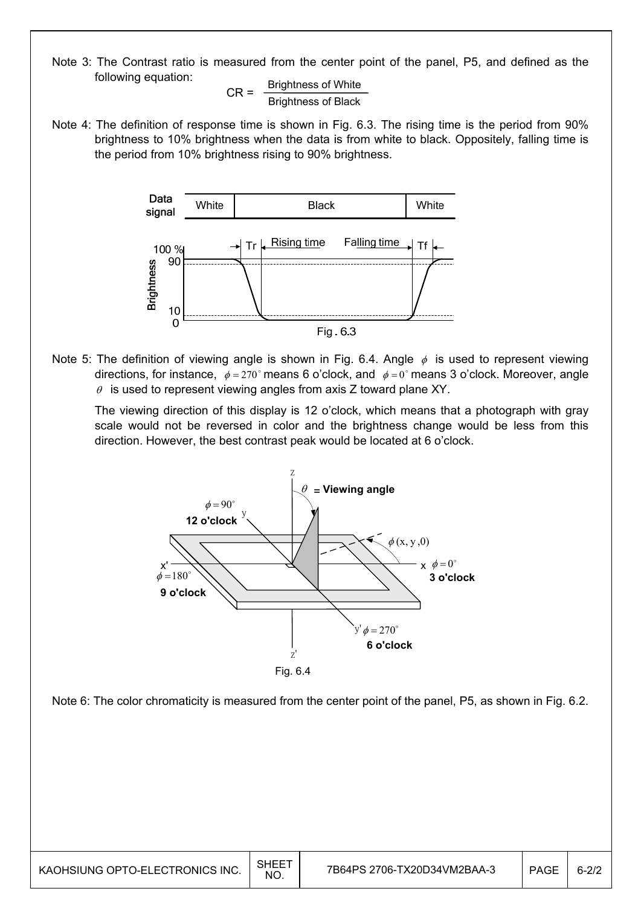Note 3: The Contrast ratio is measured from the center point of the panel, P5, and defined as the following equation:

$$CR = \frac{\text{Brightness of White}}{\text{Brightness of Black}}$$

Note 4: The definition of response time is shown in Fig. 6.3. The rising time is the period from 90% brightness to 10% brightness when the data is from white to black. Oppositely, falling time is the period from 10% brightness rising to 90% brightness.

Fig. 6.3

Note 5: The definition of viewing angle is shown in Fig. 6.4. Angle $\phi$ is used to represent viewing directions, for instance, $\phi = 270^\circ$ means 6 o'clock, and $\phi = 0^\circ$ means 3 o'clock. Moreover, angle $\theta$ is used to represent viewing angles from axis Z toward plane XY.

The viewing direction of this display is 12 o'clock, which means that a photograph with gray scale would not be reversed in color and the brightness change would be less from this direction. However, the best contrast peak would be located at 6 o'clock.

Fig. 6.4

Note 6: The color chromaticity is measured from the center point of the panel, P5, as shown in Fig. 6.2.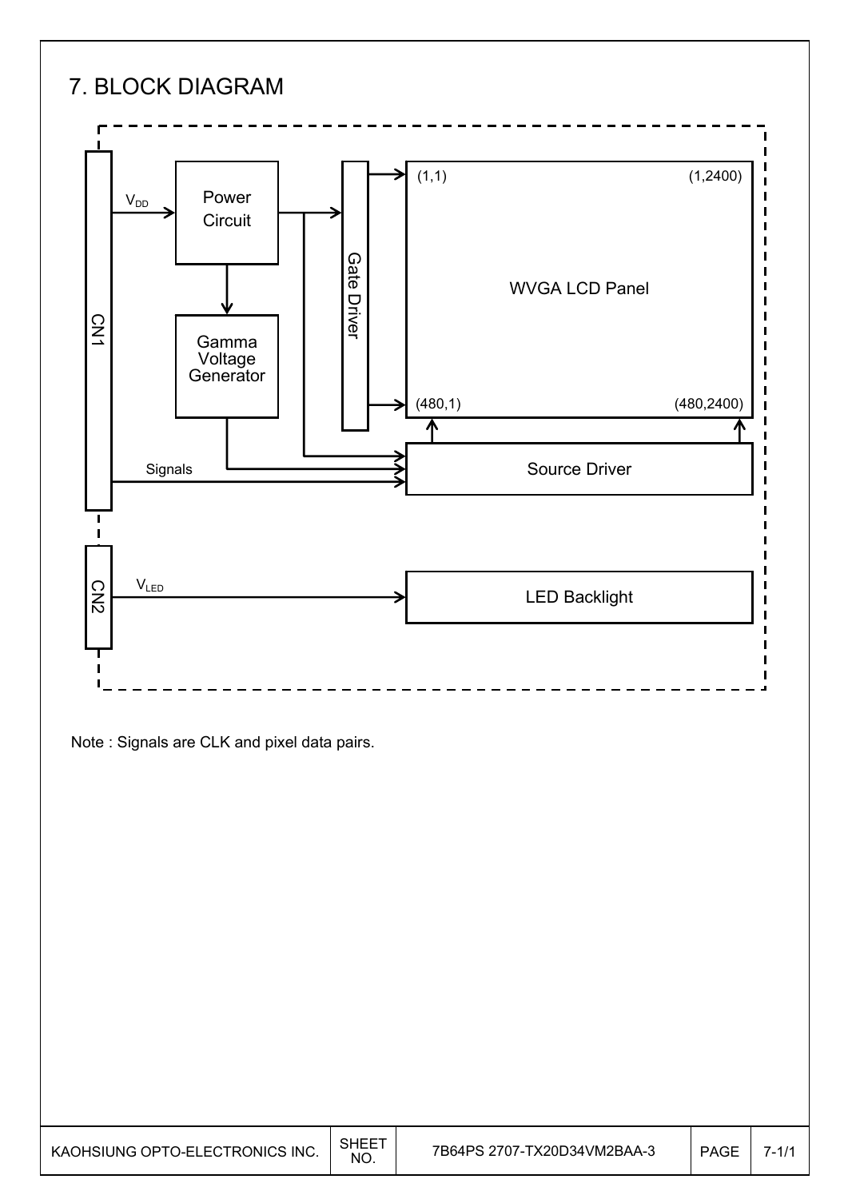# 7. BLOCK DIAGRAM

Note : Signals are CLK and pixel data pairs.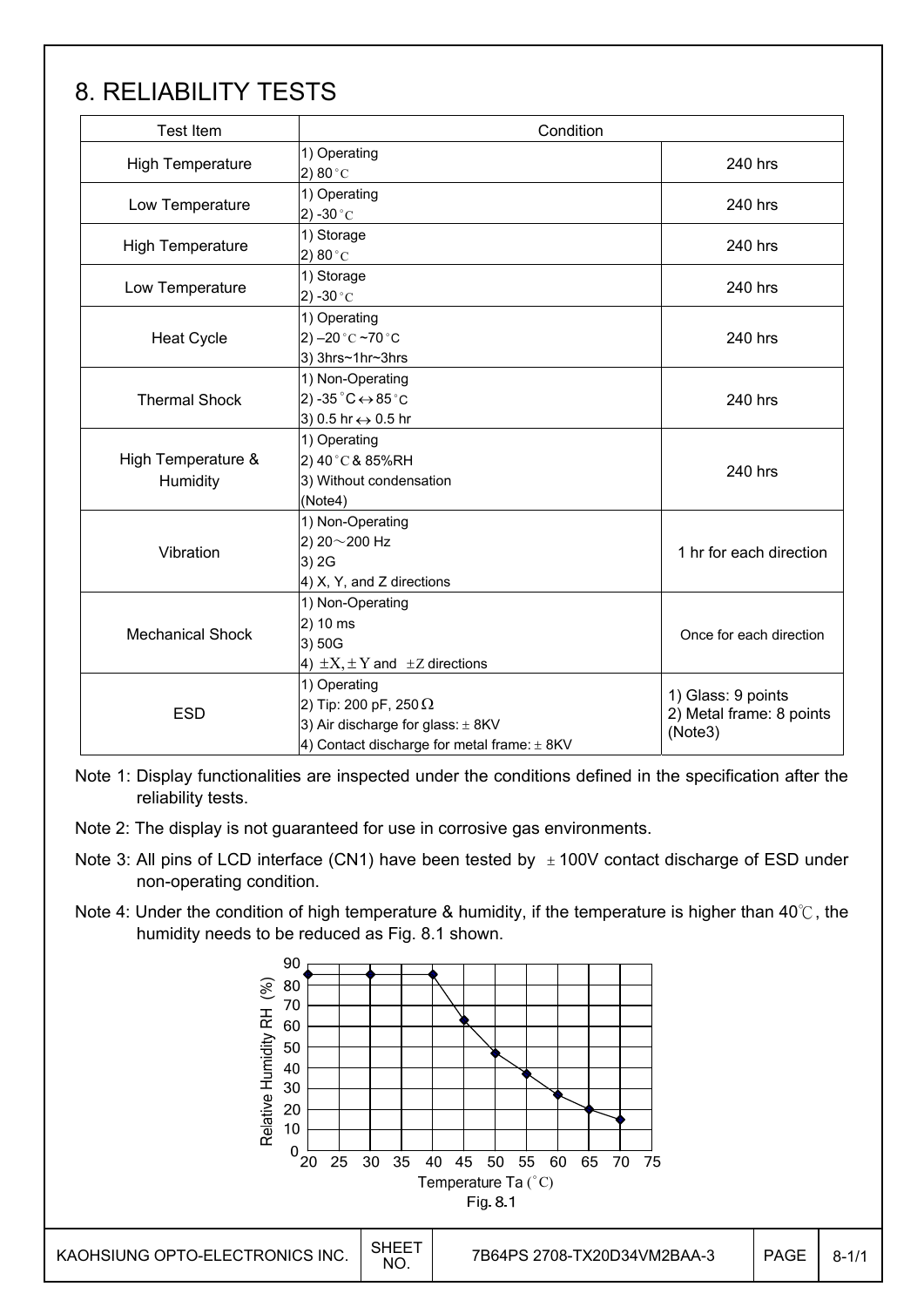# 8. RELIABILITY TESTS

| Test Item | Condition | |
|---|---|---|
| High Temperature | 1) Operating<br>2) 80°C | 240 hrs |
| Low Temperature | 1) Operating<br>2) -30°C | 240 hrs |
| High Temperature | 1) Storage<br>2) 80°C | 240 hrs |
| Low Temperature | 1) Storage<br>2) -30°C | 240 hrs |
| Heat Cycle | 1) Operating<br>2) –20°C ~70°C<br>3) 3hrs~1hr~3hrs | 240 hrs |
| Thermal Shock | 1) Non-Operating<br>2) -35°C ↔ 85°C<br>3) 0.5 hr ↔ 0.5 hr | 240 hrs |
| High Temperature & Humidity | 1) Operating<br>2) 40°C & 85%RH<br>3) Without condensation<br>(Note4) | 240 hrs |
| Vibration | 1) Non-Operating<br>2) 20～200 Hz<br>3) 2G<br>4) X, Y, and Z directions | 1 hr for each direction |
| Mechanical Shock | 1) Non-Operating<br>2) 10 ms<br>3) 50G<br>4) ±X, ±Y and ±Z directions | Once for each direction |
| ESD | 1) Operating<br>2) Tip: 200 pF, 250 Ω<br>3) Air discharge for glass: ± 8KV<br>4) Contact discharge for metal frame: ± 8KV | 1) Glass: 9 points<br>2) Metal frame: 8 points<br>(Note3) |

Note 1: Display functionalities are inspected under the conditions defined in the specification after the reliability tests.

Note 2: The display is not guaranteed for use in corrosive gas environments.

Note 3: All pins of LCD interface (CN1) have been tested by ±100V contact discharge of ESD under non-operating condition.

Note 4: Under the condition of high temperature & humidity, if the temperature is higher than 40℃, the humidity needs to be reduced as Fig. 8.1 shown.

Fig. 8.1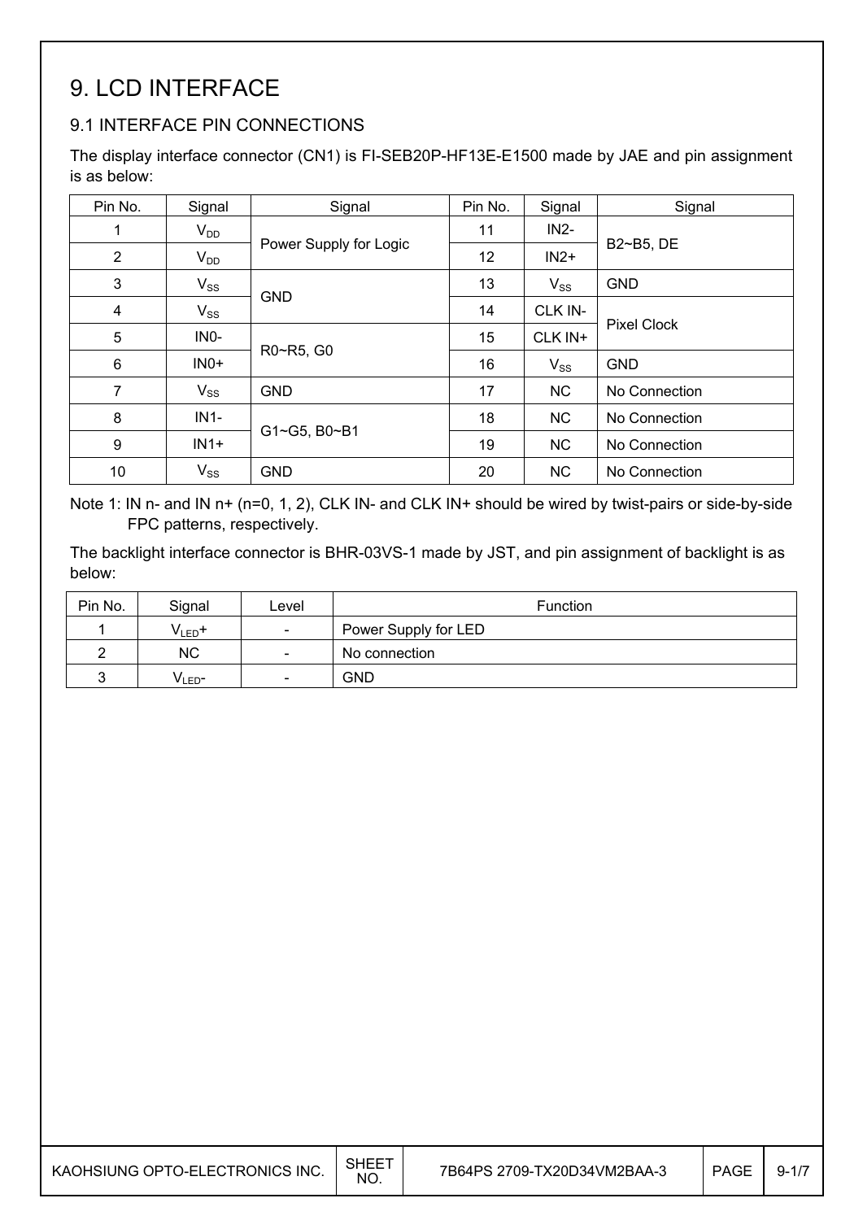# 9. LCD INTERFACE

## 9.1 INTERFACE PIN CONNECTIONS

The display interface connector (CN1) is FI-SEB20P-HF13E-E1500 made by JAE and pin assignment is as below:

| Pin No. | Signal | Signal | Pin No. | Signal | Signal |
|---|---|---|---|---|---|
| 1 | $V_{DD}$ | Power Supply for Logic | 11 | IN2- | B2~B5, DE |
| 2 | $V_{DD}$ | | 12 | IN2+ | |
| 3 | $V_{SS}$ | GND | 13 | $V_{SS}$ | GND |
| 4 | $V_{SS}$ | | 14 | CLK IN- | Pixel Clock |
| 5 | IN0- | R0~R5, G0 | 15 | CLK IN+ | |
| 6 | IN0+ | | 16 | $V_{SS}$ | GND |
| 7 | $V_{SS}$ | GND | 17 | NC | No Connection |
| 8 | IN1- | G1~G5, B0~B1 | 18 | NC | No Connection |
| 9 | IN1+ | | 19 | NC | No Connection |
| 10 | $V_{SS}$ | GND | 20 | NC | No Connection |

Note 1: IN n- and IN n+ (n=0, 1, 2), CLK IN- and CLK IN+ should be wired by twist-pairs or side-by-side FPC patterns, respectively.

The backlight interface connector is BHR-03VS-1 made by JST, and pin assignment of backlight is as below:

| Pin No. | Signal | Level | Function |
|---|---|---|---|
| 1 | $V_{LED}$+ | - | Power Supply for LED |
| 2 | NC | - | No connection |
| 3 | $V_{LED}$- | - | GND |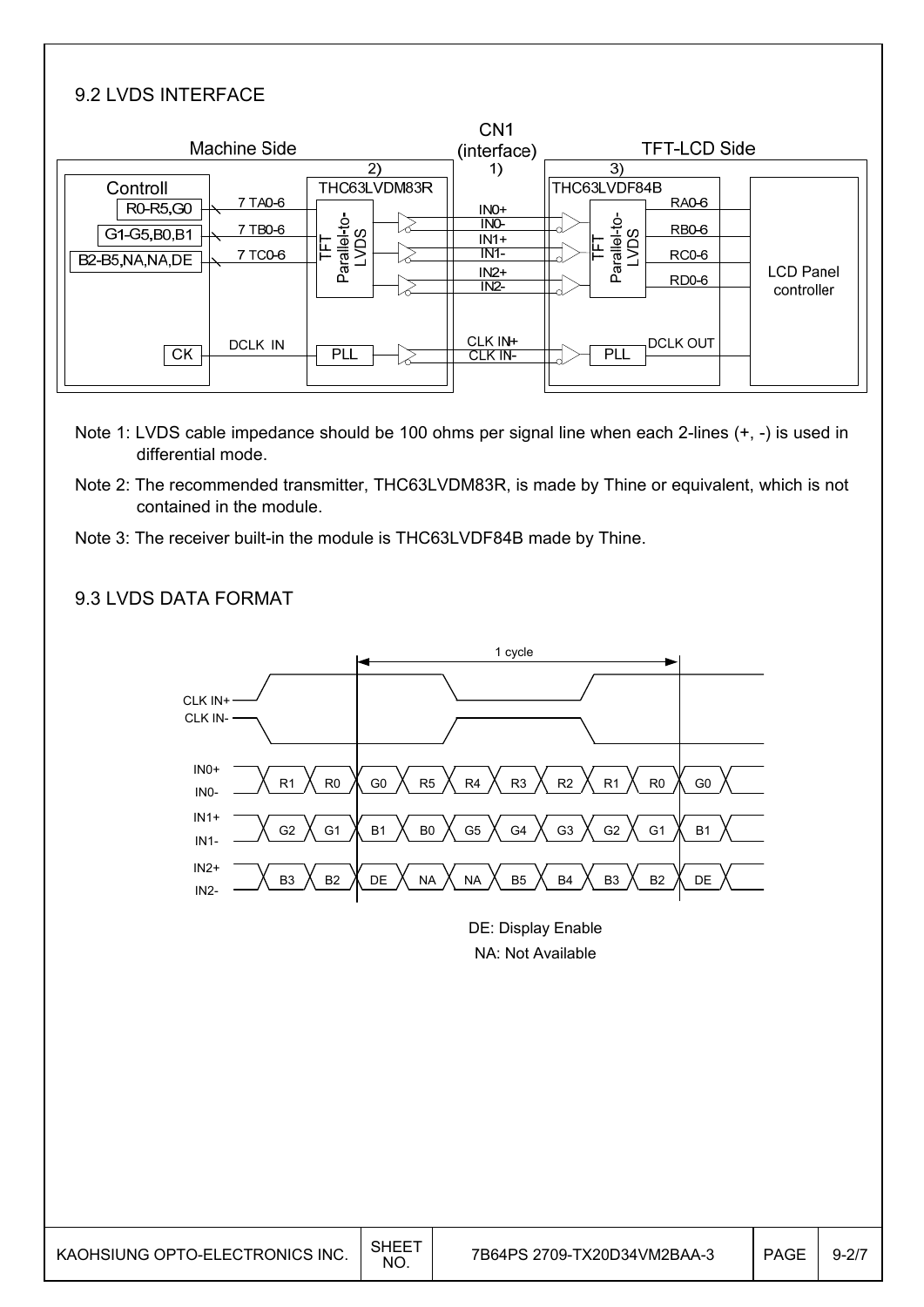## 9.2 LVDS INTERFACE

Machine Side | CN1 (interface) 1) | TFT-LCD Side

2) THC63LVDM83R — 3) THC63LVDF84B

Controll: R0-R5,G0 — 7 TA0-6; G1-G5,B0,B1 — 7 TB0-6; B2-B5,NA,NA,DE — 7 TC0-6; CK — DCLK IN — PLL

TFT Parallel-to-LVDS → IN0+ / IN0- , IN1+ / IN1- , IN2+ / IN2- , CLK IN+ / CLK IN- → TFT Parallel-to-LVDS → RA0-6, RB0-6, RC0-6, RD0-6, PLL DCLK OUT → LCD Panel controller

Note 1: LVDS cable impedance should be 100 ohms per signal line when each 2-lines (+, -) is used in differential mode.

Note 2: The recommended transmitter, THC63LVDM83R, is made by Thine or equivalent, which is not contained in the module.

Note 3: The receiver built-in the module is THC63LVDF84B made by Thine.

## 9.3 LVDS DATA FORMAT

1 cycle

| Signal | | | | | | | | | | |
|---|---|---|---|---|---|---|---|---|---|---|
| IN0+ / IN0- | R1 | R0 | G0 | R5 | R4 | R3 | R2 | R1 | R0 | G0 |
| IN1+ / IN1- | G2 | G1 | B1 | B0 | G5 | G4 | G3 | G2 | G1 | B1 |
| IN2+ / IN2- | B3 | B2 | DE | NA | NA | B5 | B4 | B3 | B2 | DE |

DE: Display Enable

NA: Not Available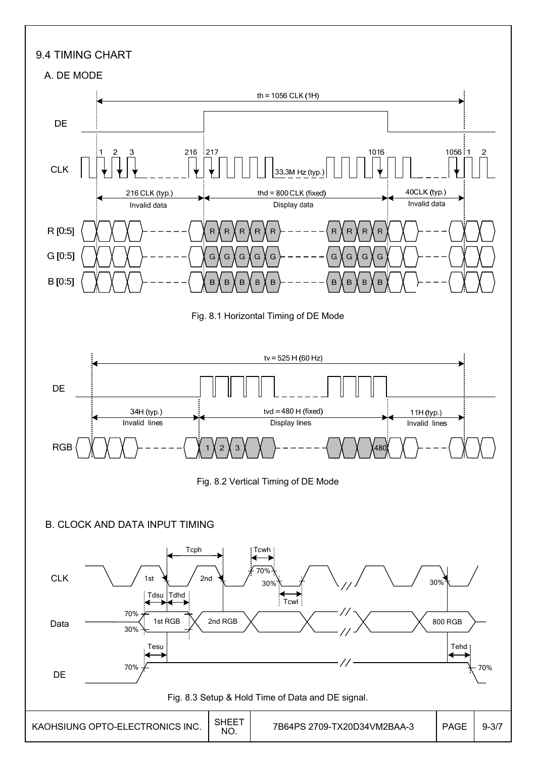## 9.4 TIMING CHART

### A. DE MODE

th = 1056 CLK (1H)

DE

CLK: 1, 2, 3, 216, 217, 33.3M Hz (typ.), 1016, 1056, 1, 2

216 CLK (typ.) Invalid data | thd = 800 CLK (fixed) Display data | 40CLK (typ.) Invalid data

R [0:5]

G [0:5]

B [0:5]

Fig. 8.1 Horizontal Timing of DE Mode

tv = 525 H (60 Hz)

DE

34H (typ.) Invalid lines | tvd = 480 H (fixed) Display lines | 11H (typ.) Invalid lines

RGB: 1, 2, 3, 480

Fig. 8.2 Vertical Timing of DE Mode

### B. CLOCK AND DATA INPUT TIMING

CLK: Tcph, Tcwh, 1st, 2nd, 70%, 30%, Tcwl, 30%

Data: Tdsu, Tdhd, 70%, 30%, 1st RGB, 2nd RGB, 800 RGB

DE: Tesu, 70%, Tehd, 70%

Fig. 8.3 Setup & Hold Time of Data and DE signal.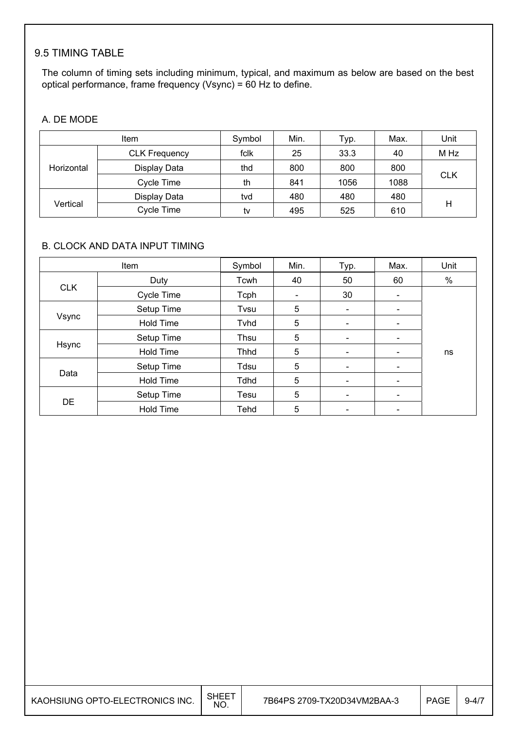## 9.5 TIMING TABLE

The column of timing sets including minimum, typical, and maximum as below are based on the best optical performance, frame frequency (Vsync) = 60 Hz to define.

### A. DE MODE

| Item | | Symbol | Min. | Typ. | Max. | Unit |
|---|---|---|---|---|---|---|
| Horizontal | CLK Frequency | fclk | 25 | 33.3 | 40 | M Hz |
| | Display Data | thd | 800 | 800 | 800 | CLK |
| | Cycle Time | th | 841 | 1056 | 1088 | |
| Vertical | Display Data | tvd | 480 | 480 | 480 | H |
| | Cycle Time | tv | 495 | 525 | 610 | |

### B. CLOCK AND DATA INPUT TIMING

| Item | | Symbol | Min. | Typ. | Max. | Unit |
|---|---|---|---|---|---|---|
| CLK | Duty | Tcwh | 40 | 50 | 60 | % |
| | Cycle Time | Tcph | - | 30 | - | ns |
| Vsync | Setup Time | Tvsu | 5 | - | - | |
| | Hold Time | Tvhd | 5 | - | - | |
| Hsync | Setup Time | Thsu | 5 | - | - | |
| | Hold Time | Thhd | 5 | - | - | |
| Data | Setup Time | Tdsu | 5 | - | - | |
| | Hold Time | Tdhd | 5 | - | - | |
| DE | Setup Time | Tesu | 5 | - | - | |
| | Hold Time | Tehd | 5 | - | - | |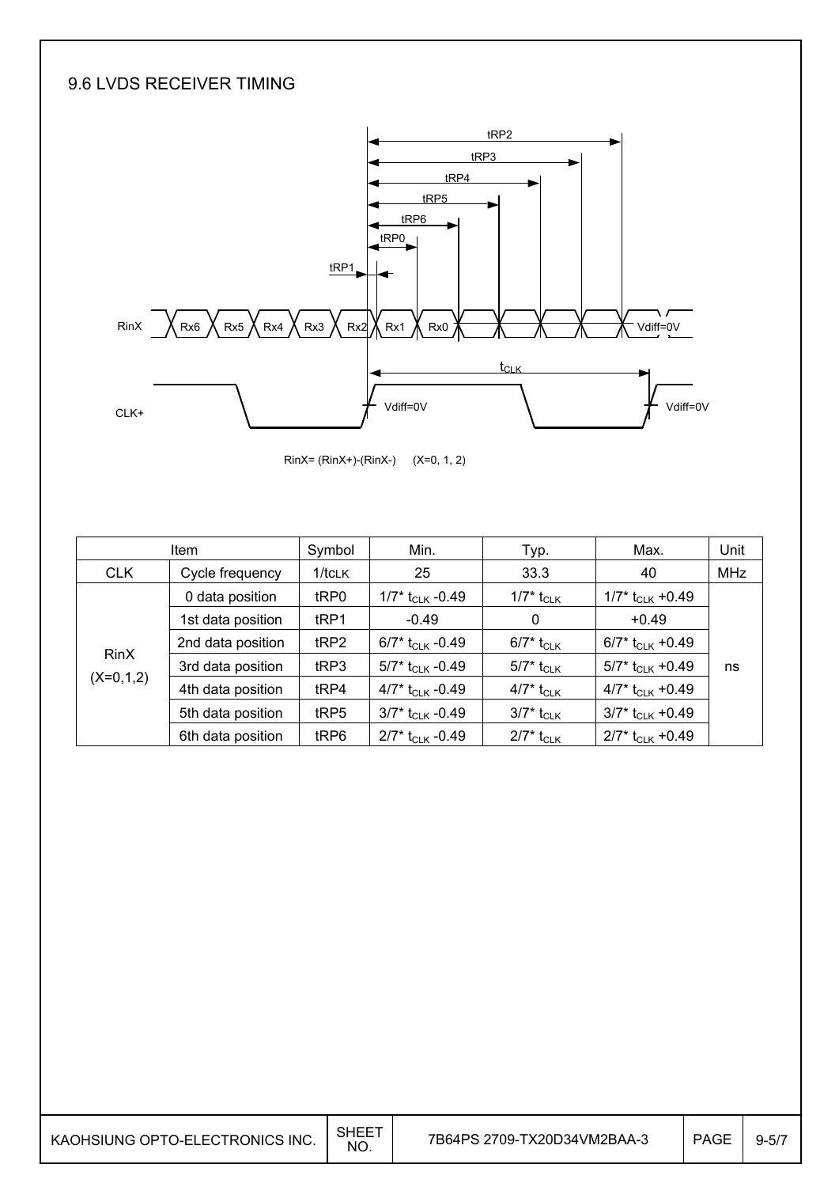## 9.6 LVDS RECEIVER TIMING

RinX= (RinX+)-(RinX-)  (X=0, 1, 2)

| Item | | Symbol | Min. | Typ. | Max. | Unit |
|---|---|---|---|---|---|---|
| CLK | Cycle frequency | $1/t_{CLK}$ | 25 | 33.3 | 40 | MHz |
| RinX (X=0,1,2) | 0 data position | tRP0 | $1/7^* t_{CLK}$ -0.49 | $1/7^* t_{CLK}$ | $1/7^* t_{CLK}$ +0.49 | ns |
| | 1st data position | tRP1 | -0.49 | 0 | +0.49 | |
| | 2nd data position | tRP2 | $6/7^* t_{CLK}$ -0.49 | $6/7^* t_{CLK}$ | $6/7^* t_{CLK}$ +0.49 | |
| | 3rd data position | tRP3 | $5/7^* t_{CLK}$ -0.49 | $5/7^* t_{CLK}$ | $5/7^* t_{CLK}$ +0.49 | |
| | 4th data position | tRP4 | $4/7^* t_{CLK}$ -0.49 | $4/7^* t_{CLK}$ | $4/7^* t_{CLK}$ +0.49 | |
| | 5th data position | tRP5 | $3/7^* t_{CLK}$ -0.49 | $3/7^* t_{CLK}$ | $3/7^* t_{CLK}$ +0.49 | |
| | 6th data position | tRP6 | $2/7^* t_{CLK}$ -0.49 | $2/7^* t_{CLK}$ | $2/7^* t_{CLK}$ +0.49 | |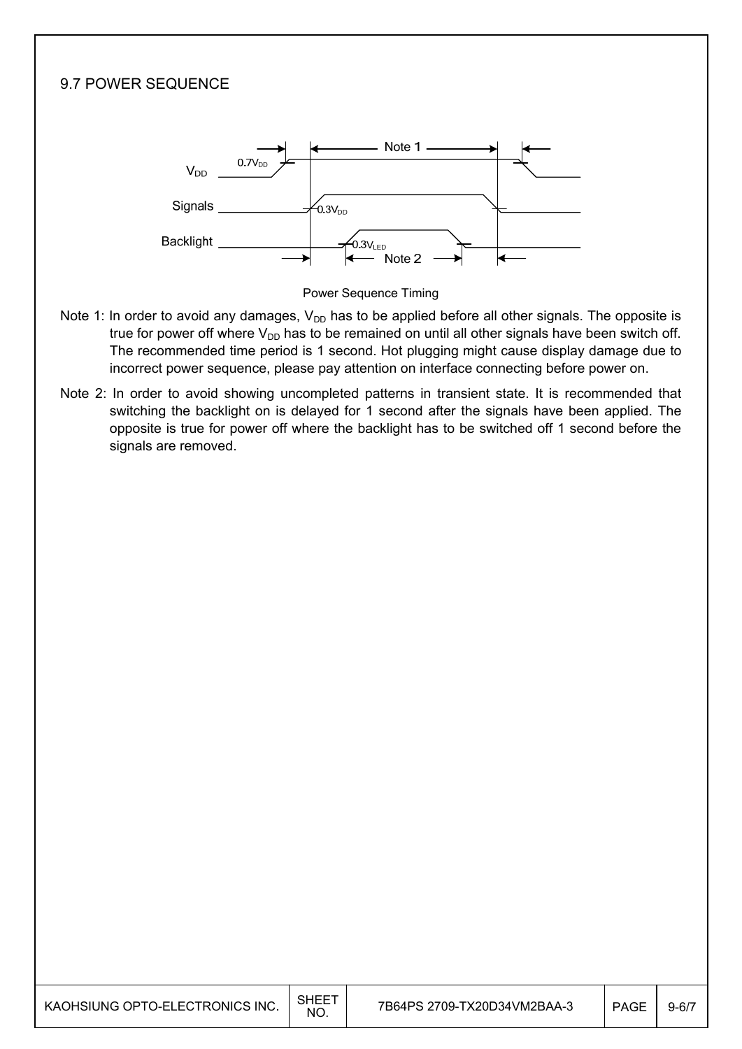## 9.7 POWER SEQUENCE

Power Sequence Timing

Note 1: In order to avoid any damages, $V_{DD}$ has to be applied before all other signals. The opposite is true for power off where $V_{DD}$ has to be remained on until all other signals have been switch off. The recommended time period is 1 second. Hot plugging might cause display damage due to incorrect power sequence, please pay attention on interface connecting before power on.

Note 2: In order to avoid showing uncompleted patterns in transient state. It is recommended that switching the backlight on is delayed for 1 second after the signals have been applied. The opposite is true for power off where the backlight has to be switched off 1 second before the signals are removed.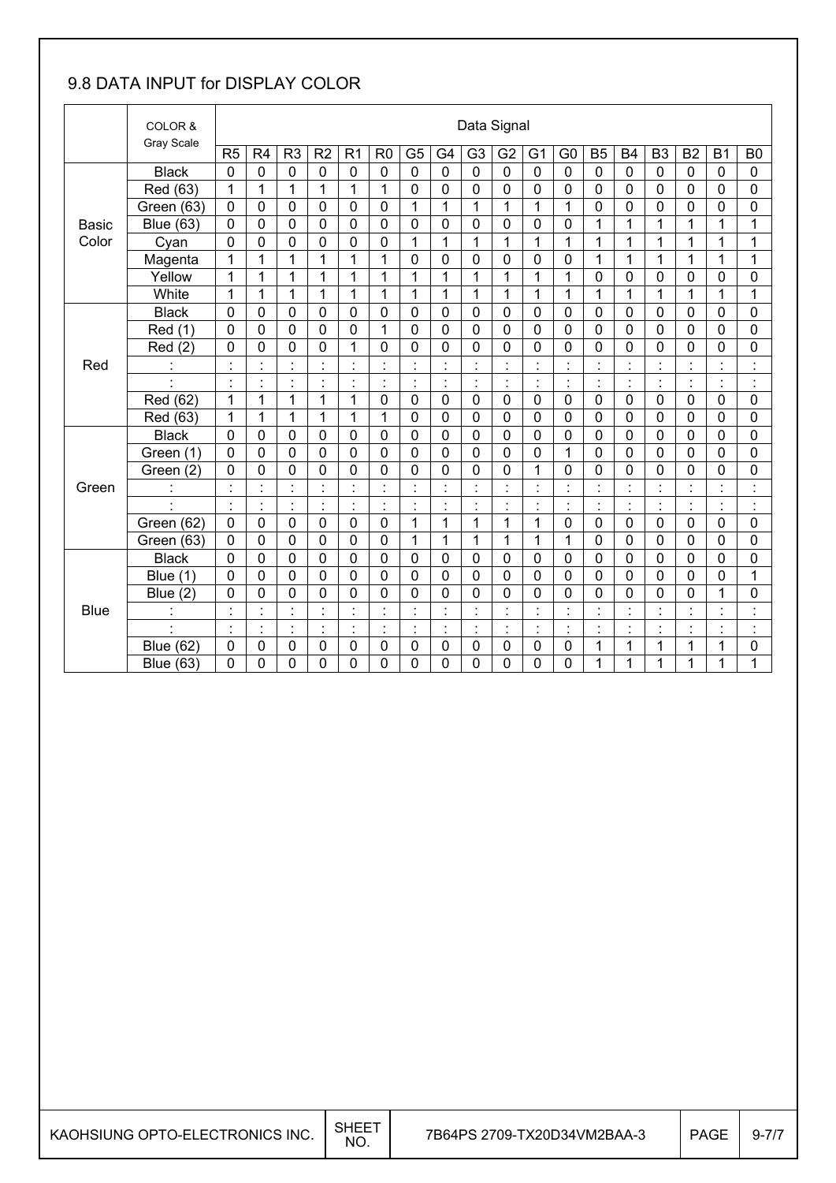## 9.8 DATA INPUT for DISPLAY COLOR

| | COLOR & Gray Scale | Data Signal | | | | | | | | | | | | | | | | | |
|---|---|---|---|---|---|---|---|---|---|---|---|---|---|---|---|---|---|---|---|
| | | R5 | R4 | R3 | R2 | R1 | R0 | G5 | G4 | G3 | G2 | G1 | G0 | B5 | B4 | B3 | B2 | B1 | B0 |
| Basic Color | Black | 0 | 0 | 0 | 0 | 0 | 0 | 0 | 0 | 0 | 0 | 0 | 0 | 0 | 0 | 0 | 0 | 0 | 0 |
| | Red (63) | 1 | 1 | 1 | 1 | 1 | 1 | 0 | 0 | 0 | 0 | 0 | 0 | 0 | 0 | 0 | 0 | 0 | 0 |
| | Green (63) | 0 | 0 | 0 | 0 | 0 | 0 | 1 | 1 | 1 | 1 | 1 | 1 | 0 | 0 | 0 | 0 | 0 | 0 |
| | Blue (63) | 0 | 0 | 0 | 0 | 0 | 0 | 0 | 0 | 0 | 0 | 0 | 0 | 1 | 1 | 1 | 1 | 1 | 1 |
| | Cyan | 0 | 0 | 0 | 0 | 0 | 0 | 1 | 1 | 1 | 1 | 1 | 1 | 1 | 1 | 1 | 1 | 1 | 1 |
| | Magenta | 1 | 1 | 1 | 1 | 1 | 1 | 0 | 0 | 0 | 0 | 0 | 0 | 1 | 1 | 1 | 1 | 1 | 1 |
| | Yellow | 1 | 1 | 1 | 1 | 1 | 1 | 1 | 1 | 1 | 1 | 1 | 1 | 0 | 0 | 0 | 0 | 0 | 0 |
| | White | 1 | 1 | 1 | 1 | 1 | 1 | 1 | 1 | 1 | 1 | 1 | 1 | 1 | 1 | 1 | 1 | 1 | 1 |
| Red | Black | 0 | 0 | 0 | 0 | 0 | 0 | 0 | 0 | 0 | 0 | 0 | 0 | 0 | 0 | 0 | 0 | 0 | 0 |
| | Red (1) | 0 | 0 | 0 | 0 | 0 | 1 | 0 | 0 | 0 | 0 | 0 | 0 | 0 | 0 | 0 | 0 | 0 | 0 |
| | Red (2) | 0 | 0 | 0 | 0 | 1 | 0 | 0 | 0 | 0 | 0 | 0 | 0 | 0 | 0 | 0 | 0 | 0 | 0 |
| | : | : | : | : | : | : | : | : | : | : | : | : | : | : | : | : | : | : | : |
| | : | : | : | : | : | : | : | : | : | : | : | : | : | : | : | : | : | : | : |
| | Red (62) | 1 | 1 | 1 | 1 | 1 | 0 | 0 | 0 | 0 | 0 | 0 | 0 | 0 | 0 | 0 | 0 | 0 | 0 |
| | Red (63) | 1 | 1 | 1 | 1 | 1 | 1 | 0 | 0 | 0 | 0 | 0 | 0 | 0 | 0 | 0 | 0 | 0 | 0 |
| Green | Black | 0 | 0 | 0 | 0 | 0 | 0 | 0 | 0 | 0 | 0 | 0 | 0 | 0 | 0 | 0 | 0 | 0 | 0 |
| | Green (1) | 0 | 0 | 0 | 0 | 0 | 0 | 0 | 0 | 0 | 0 | 0 | 1 | 0 | 0 | 0 | 0 | 0 | 0 |
| | Green (2) | 0 | 0 | 0 | 0 | 0 | 0 | 0 | 0 | 0 | 0 | 1 | 0 | 0 | 0 | 0 | 0 | 0 | 0 |
| | : | : | : | : | : | : | : | : | : | : | : | : | : | : | : | : | : | : | : |
| | : | : | : | : | : | : | : | : | : | : | : | : | : | : | : | : | : | : | : |
| | Green (62) | 0 | 0 | 0 | 0 | 0 | 0 | 1 | 1 | 1 | 1 | 1 | 0 | 0 | 0 | 0 | 0 | 0 | 0 |
| | Green (63) | 0 | 0 | 0 | 0 | 0 | 0 | 1 | 1 | 1 | 1 | 1 | 1 | 0 | 0 | 0 | 0 | 0 | 0 |
| Blue | Black | 0 | 0 | 0 | 0 | 0 | 0 | 0 | 0 | 0 | 0 | 0 | 0 | 0 | 0 | 0 | 0 | 0 | 0 |
| | Blue (1) | 0 | 0 | 0 | 0 | 0 | 0 | 0 | 0 | 0 | 0 | 0 | 0 | 0 | 0 | 0 | 0 | 0 | 1 |
| | Blue (2) | 0 | 0 | 0 | 0 | 0 | 0 | 0 | 0 | 0 | 0 | 0 | 0 | 0 | 0 | 0 | 0 | 1 | 0 |
| | : | : | : | : | : | : | : | : | : | : | : | : | : | : | : | : | : | : | : |
| | : | : | : | : | : | : | : | : | : | : | : | : | : | : | : | : | : | : | : |
| | Blue (62) | 0 | 0 | 0 | 0 | 0 | 0 | 0 | 0 | 0 | 0 | 0 | 0 | 1 | 1 | 1 | 1 | 1 | 0 |
| | Blue (63) | 0 | 0 | 0 | 0 | 0 | 0 | 0 | 0 | 0 | 0 | 0 | 0 | 1 | 1 | 1 | 1 | 1 | 1 |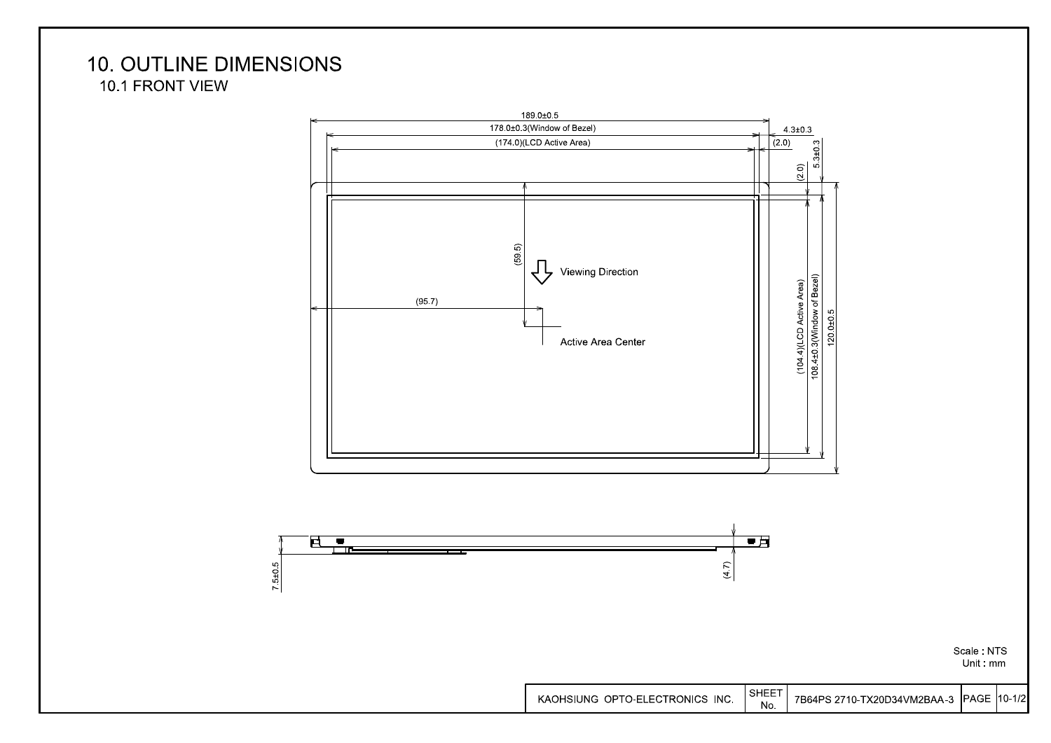# 10. OUTLINE DIMENSIONS

## 10.1 FRONT VIEW

189.0±0.5

178.0±0.3(Window of Bezel)

(174.0)(LCD Active Area)

4.3±0.3

(2.0)

5.3±0.3

(2.0)

(59.5)

Viewing Direction

(95.7)

Active Area Center

(104.4)(LCD Active Area)

108.4±0.3(Window of Bezel)

120.0±0.5

7.5±0.5

(4.7)

Scale : NTS
Unit : mm

| KAOHSIUNG OPTO-ELECTRONICS INC. | SHEET No. | 7B64PS 2710-TX20D34VM2BAA-3 | PAGE | 10-1/2 |
|---|---|---|---|---|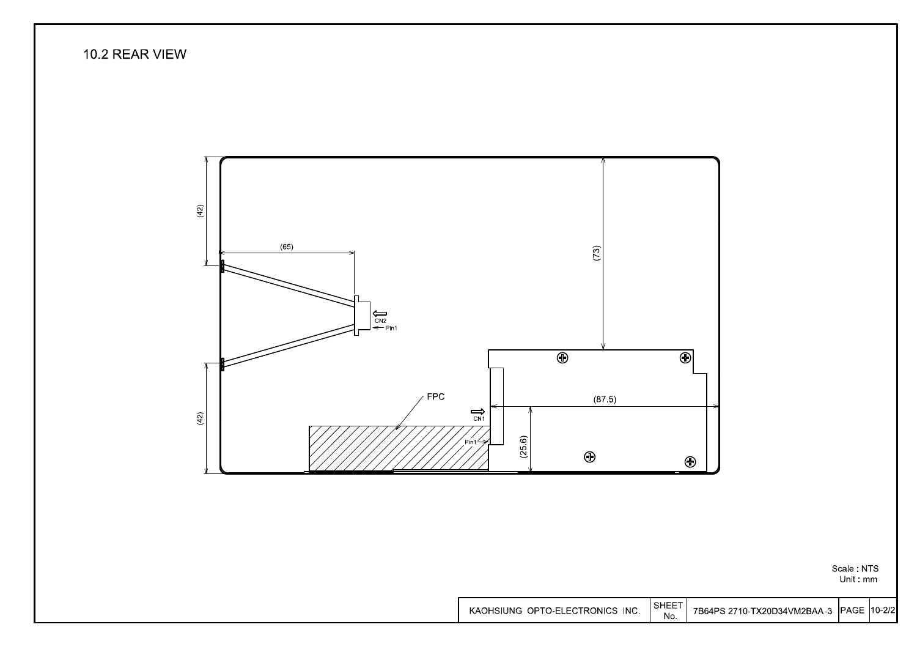## 10.2 REAR VIEW

(42)

(65)

(73)

CN2

Pin1

FPC

CN1

(87.5)

(42)

Pin1

(25.6)

Scale : NTS
Unit : mm

| KAOHSIUNG OPTO-ELECTRONICS INC. | SHEET No. | 7B64PS 2710-TX20D34VM2BAA-3 | PAGE | 10-2/2 |
|---|---|---|---|---|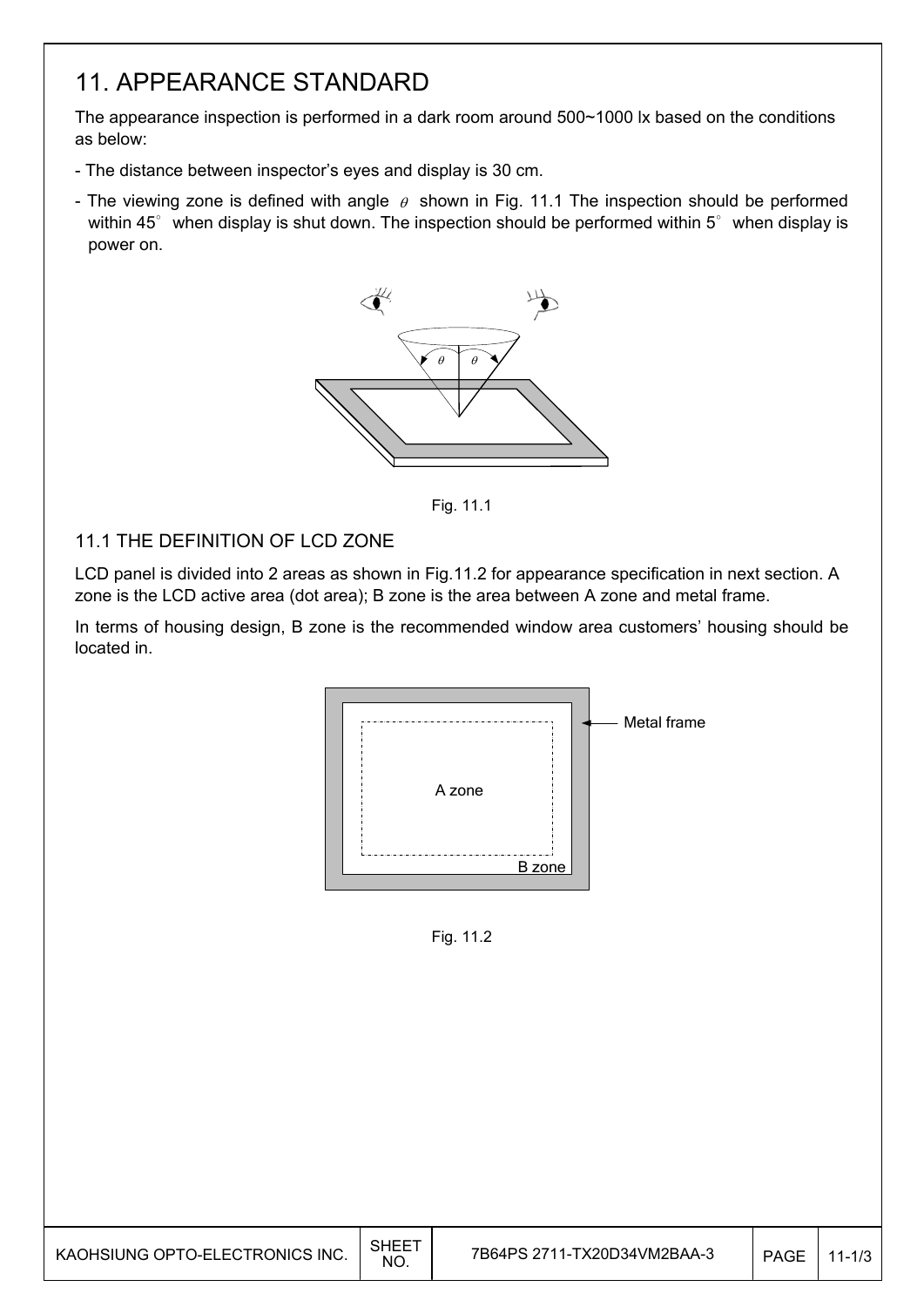# 11. APPEARANCE STANDARD

The appearance inspection is performed in a dark room around 500~1000 lx based on the conditions as below:

- The distance between inspector's eyes and display is 30 cm.
- The viewing zone is defined with angle $\theta$ shown in Fig. 11.1 The inspection should be performed within 45° when display is shut down. The inspection should be performed within 5° when display is power on.

Fig. 11.1

## 11.1 THE DEFINITION OF LCD ZONE

LCD panel is divided into 2 areas as shown in Fig.11.2 for appearance specification in next section. A zone is the LCD active area (dot area); B zone is the area between A zone and metal frame.

In terms of housing design, B zone is the recommended window area customers' housing should be located in.

Fig. 11.2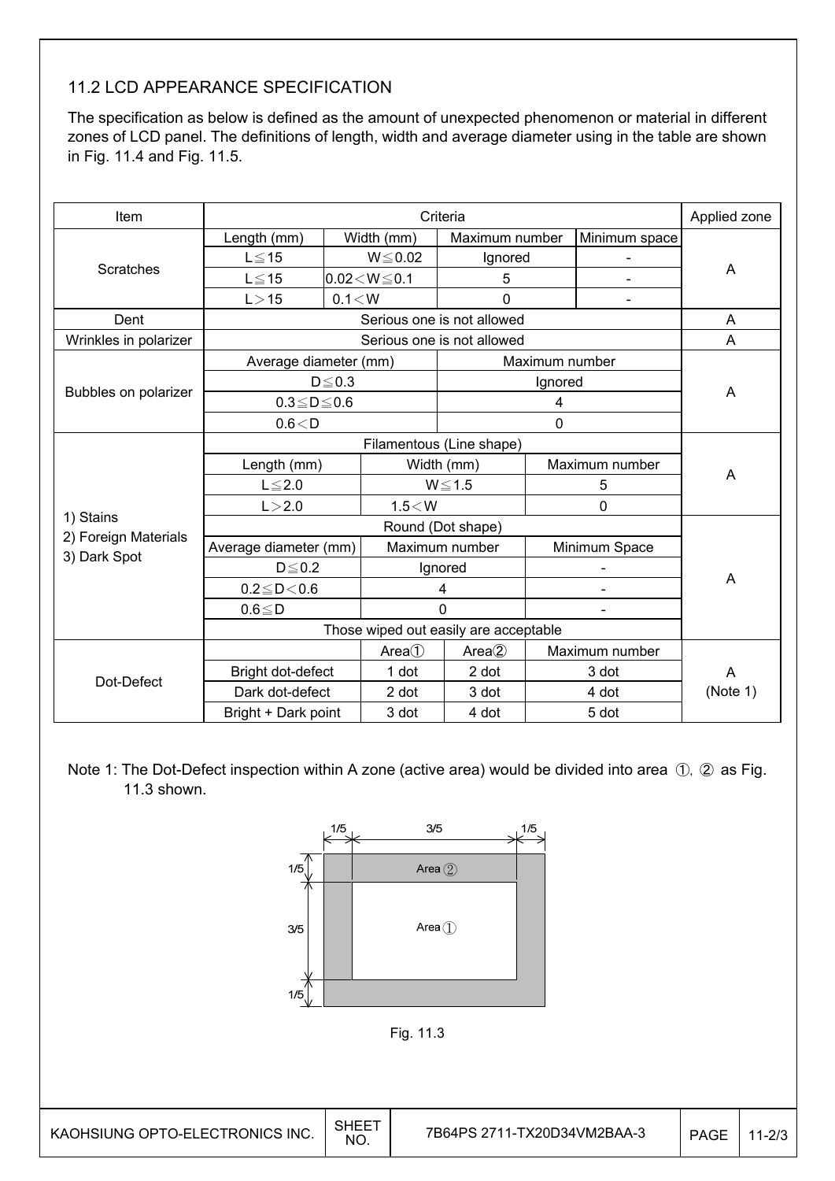## 11.2 LCD APPEARANCE SPECIFICATION

The specification as below is defined as the amount of unexpected phenomenon or material in different zones of LCD panel. The definitions of length, width and average diameter using in the table are shown in Fig. 11.4 and Fig. 11.5.

| Item | Criteria | | | | Applied zone |
|---|---|---|---|---|---|
| Scratches | Length (mm) | Width (mm) | Maximum number | Minimum space | A |
| | L≦15 | W≦0.02 | Ignored | - | |
| | L≦15 | 0.02＜W≦0.1 | 5 | - | |
| | L＞15 | 0.1＜W | 0 | - | |
| Dent | Serious one is not allowed | | | | A |
| Wrinkles in polarizer | Serious one is not allowed | | | | A |
| Bubbles on polarizer | Average diameter (mm) | | Maximum number | | A |
| | D≦0.3 | | Ignored | | |
| | 0.3≦D≦0.6 | | 4 | | |
| | 0.6＜D | | 0 | | |
| 1) Stains<br>2) Foreign Materials<br>3) Dark Spot | Filamentous (Line shape) | | | | A |
| | Length (mm) | Width (mm) | Maximum number | | |
| | L≦2.0 | W≦1.5 | 5 | | |
| | L＞2.0 | 1.5＜W | 0 | | |
| | Round (Dot shape) | | | | A |
| | Average diameter (mm) | Maximum number | Minimum Space | | |
| | D≦0.2 | Ignored | - | | |
| | 0.2≦D＜0.6 | 4 | - | | |
| | 0.6≦D | 0 | - | | |
| | Those wiped out easily are acceptable | | | | |
| Dot-Defect | | Area① | Area② | Maximum number | A (Note 1) |
| | Bright dot-defect | 1 dot | 2 dot | 3 dot | |
| | Dark dot-defect | 2 dot | 3 dot | 4 dot | |
| | Bright + Dark point | 3 dot | 4 dot | 5 dot | |

Note 1: The Dot-Defect inspection within A zone (active area) would be divided into area ①, ② as Fig. 11.3 shown.

Fig. 11.3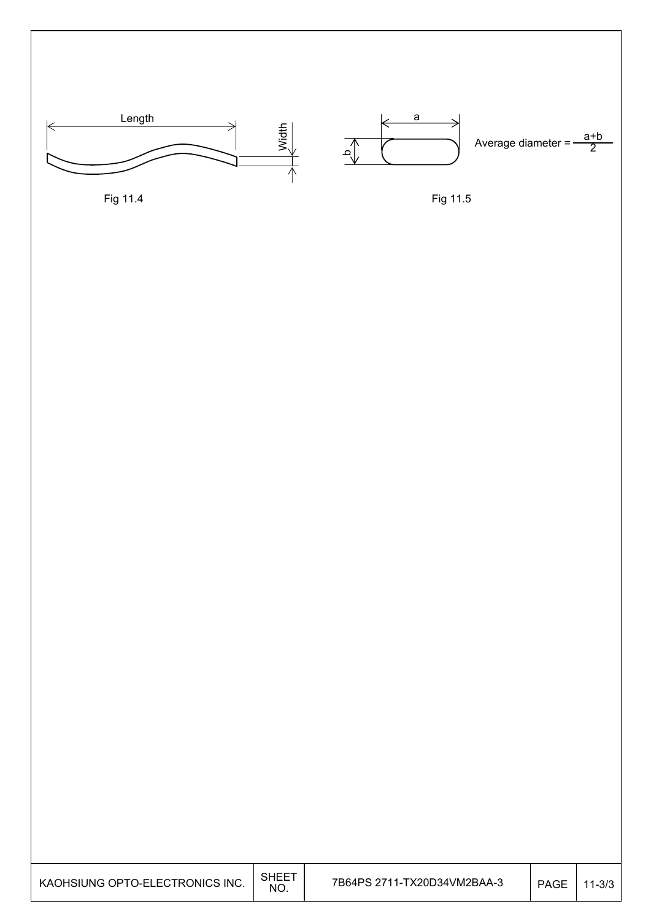Length

Width

Fig 11.4

a

b

Average diameter = $\frac{a+b}{2}$

Fig 11.5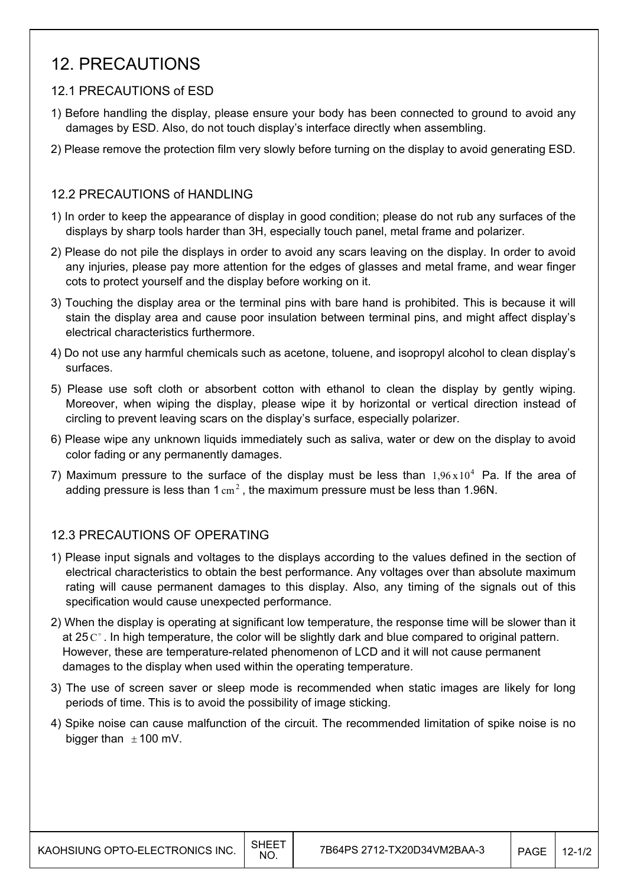# 12. PRECAUTIONS

## 12.1 PRECAUTIONS of ESD

1) Before handling the display, please ensure your body has been connected to ground to avoid any damages by ESD. Also, do not touch display's interface directly when assembling.

2) Please remove the protection film very slowly before turning on the display to avoid generating ESD.

## 12.2 PRECAUTIONS of HANDLING

1) In order to keep the appearance of display in good condition; please do not rub any surfaces of the displays by sharp tools harder than 3H, especially touch panel, metal frame and polarizer.

2) Please do not pile the displays in order to avoid any scars leaving on the display. In order to avoid any injuries, please pay more attention for the edges of glasses and metal frame, and wear finger cots to protect yourself and the display before working on it.

3) Touching the display area or the terminal pins with bare hand is prohibited. This is because it will stain the display area and cause poor insulation between terminal pins, and might affect display's electrical characteristics furthermore.

4) Do not use any harmful chemicals such as acetone, toluene, and isopropyl alcohol to clean display's surfaces.

5) Please use soft cloth or absorbent cotton with ethanol to clean the display by gently wiping. Moreover, when wiping the display, please wipe it by horizontal or vertical direction instead of circling to prevent leaving scars on the display's surface, especially polarizer.

6) Please wipe any unknown liquids immediately such as saliva, water or dew on the display to avoid color fading or any permanently damages.

7) Maximum pressure to the surface of the display must be less than $1{,}96 \times 10^{4}$ Pa. If the area of adding pressure is less than 1 $cm^{2}$, the maximum pressure must be less than 1.96N.

## 12.3 PRECAUTIONS OF OPERATING

1) Please input signals and voltages to the displays according to the values defined in the section of electrical characteristics to obtain the best performance. Any voltages over than absolute maximum rating will cause permanent damages to this display. Also, any timing of the signals out of this specification would cause unexpected performance.

2) When the display is operating at significant low temperature, the response time will be slower than it at 25 $C^{\circ}$. In high temperature, the color will be slightly dark and blue compared to original pattern. However, these are temperature-related phenomenon of LCD and it will not cause permanent damages to the display when used within the operating temperature.

3) The use of screen saver or sleep mode is recommended when static images are likely for long periods of time. This is to avoid the possibility of image sticking.

4) Spike noise can cause malfunction of the circuit. The recommended limitation of spike noise is no bigger than $\pm$100 mV.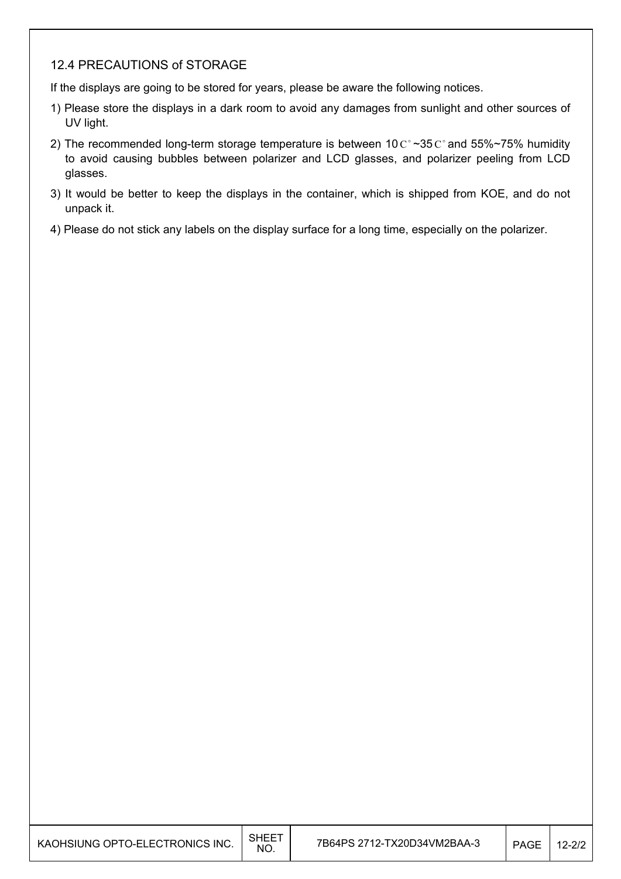## 12.4 PRECAUTIONS of STORAGE

If the displays are going to be stored for years, please be aware the following notices.

1) Please store the displays in a dark room to avoid any damages from sunlight and other sources of UV light.
2) The recommended long-term storage temperature is between 10C°~35C° and 55%~75% humidity to avoid causing bubbles between polarizer and LCD glasses, and polarizer peeling from LCD glasses.
3) It would be better to keep the displays in the container, which is shipped from KOE, and do not unpack it.
4) Please do not stick any labels on the display surface for a long time, especially on the polarizer.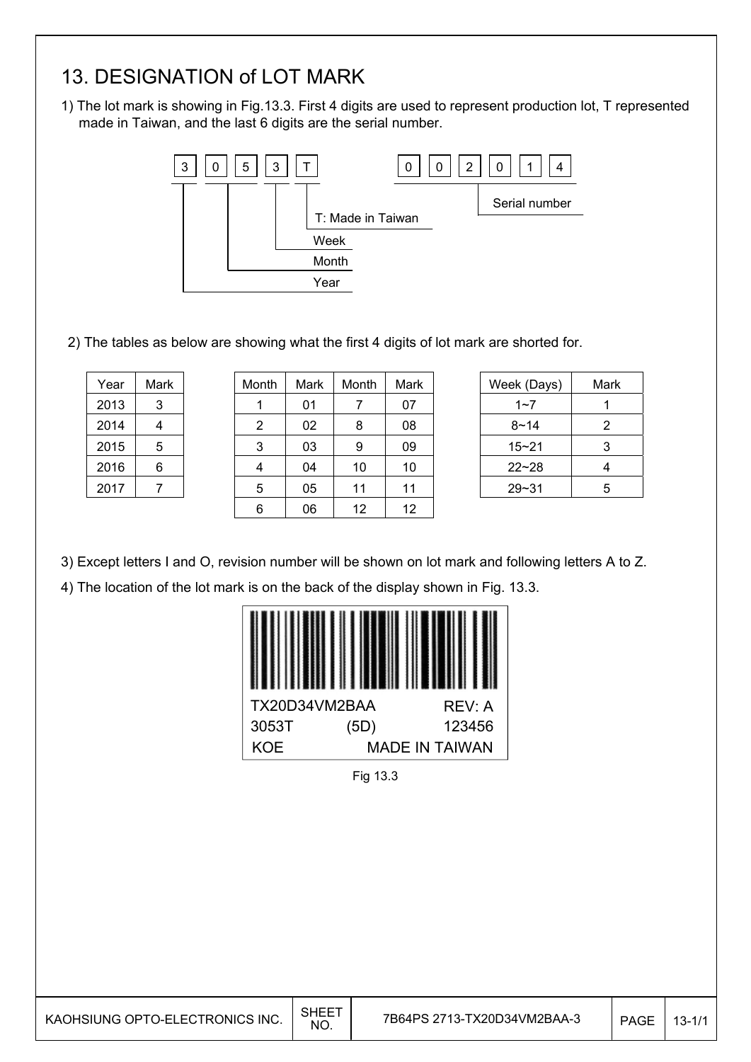# 13. DESIGNATION of LOT MARK

1) The lot mark is showing in Fig.13.3. First 4 digits are used to represent production lot, T represented made in Taiwan, and the last 6 digits are the serial number.

3 0 5 3 T    0 0 2 0 1 4

Year
Month
Week
T: Made in Taiwan
Serial number

2) The tables as below are showing what the first 4 digits of lot mark are shorted for.

| Year | Mark |
|---|---|
| 2013 | 3 |
| 2014 | 4 |
| 2015 | 5 |
| 2016 | 6 |
| 2017 | 7 |

| Month | Mark | Month | Mark |
|---|---|---|---|
| 1 | 01 | 7 | 07 |
| 2 | 02 | 8 | 08 |
| 3 | 03 | 9 | 09 |
| 4 | 04 | 10 | 10 |
| 5 | 05 | 11 | 11 |
| 6 | 06 | 12 | 12 |

| Week (Days) | Mark |
|---|---|
| 1~7 | 1 |
| 8~14 | 2 |
| 15~21 | 3 |
| 22~28 | 4 |
| 29~31 | 5 |

3) Except letters I and O, revision number will be shown on lot mark and following letters A to Z.

4) The location of the lot mark is on the back of the display shown in Fig. 13.3.

TX20D34VM2BAA REV: A
3053T (5D) 123456
KOE MADE IN TAIWAN

Fig 13.3